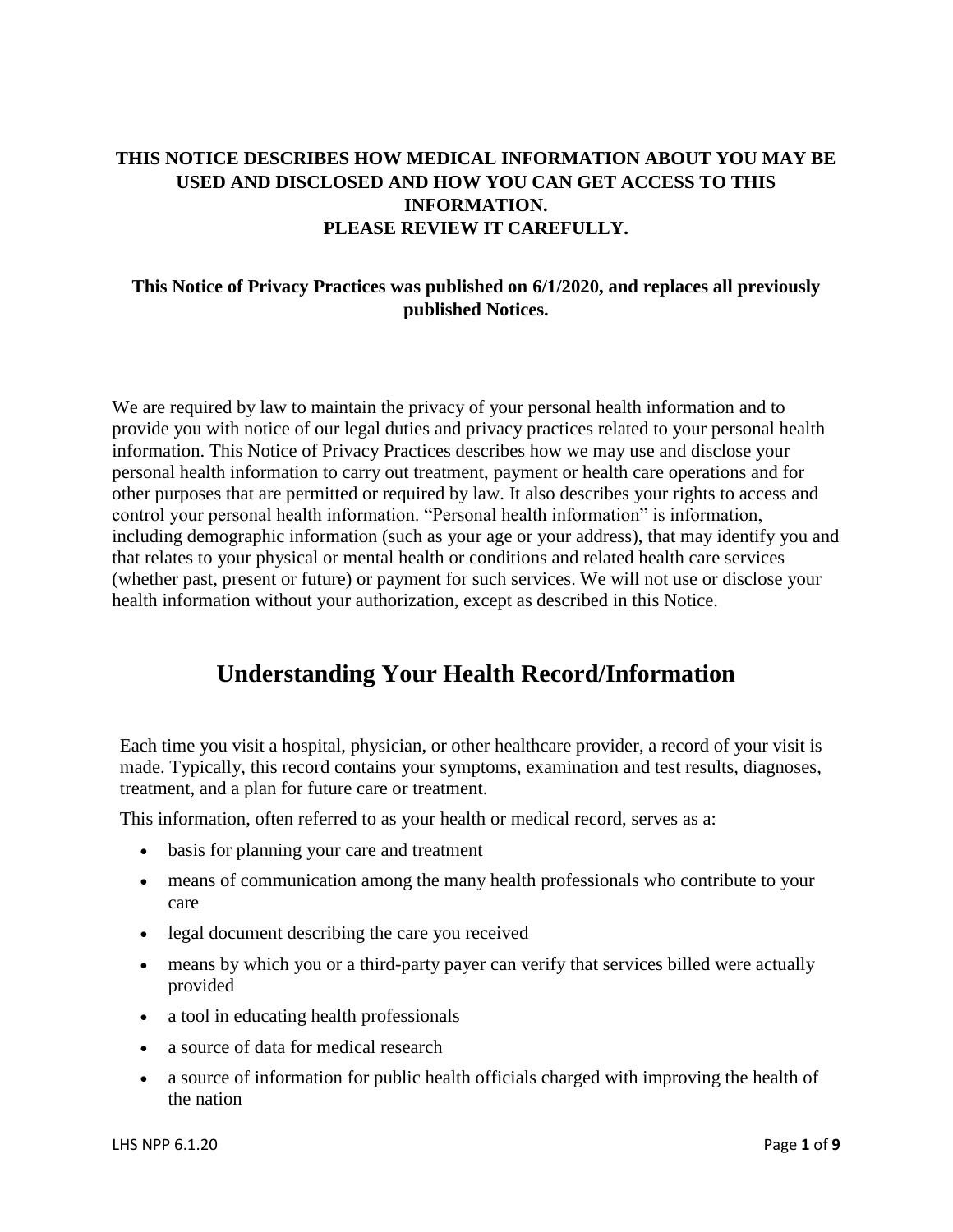**THIS NOTICE DESCRIBES HOW MEDICAL INFORMATION ABOUT YOU MAY BE USED AND DISCLOSED AND HOW YOU CAN GET ACCESS TO THIS INFORMATION.**
**PLEASE REVIEW IT CAREFULLY.**

**This Notice of Privacy Practices was published on 6/1/2020, and replaces all previously published Notices.**

We are required by law to maintain the privacy of your personal health information and to provide you with notice of our legal duties and privacy practices related to your personal health information. This Notice of Privacy Practices describes how we may use and disclose your personal health information to carry out treatment, payment or health care operations and for other purposes that are permitted or required by law. It also describes your rights to access and control your personal health information. "Personal health information" is information, including demographic information (such as your age or your address), that may identify you and that relates to your physical or mental health or conditions and related health care services (whether past, present or future) or payment for such services. We will not use or disclose your health information without your authorization, except as described in this Notice.

# Understanding Your Health Record/Information

Each time you visit a hospital, physician, or other healthcare provider, a record of your visit is made. Typically, this record contains your symptoms, examination and test results, diagnoses, treatment, and a plan for future care or treatment.

This information, often referred to as your health or medical record, serves as a:

- basis for planning your care and treatment
- means of communication among the many health professionals who contribute to your care
- legal document describing the care you received
- means by which you or a third-party payer can verify that services billed were actually provided
- a tool in educating health professionals
- a source of data for medical research
- a source of information for public health officials charged with improving the health of the nation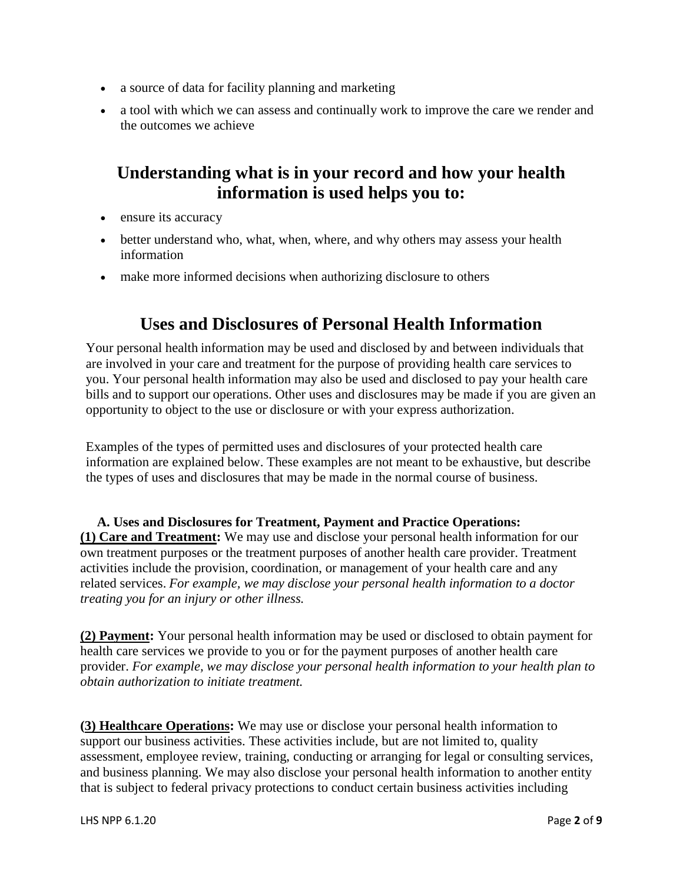- a source of data for facility planning and marketing
- a tool with which we can assess and continually work to improve the care we render and the outcomes we achieve

## Understanding what is in your record and how your health information is used helps you to:

- ensure its accuracy
- better understand who, what, when, where, and why others may assess your health information
- make more informed decisions when authorizing disclosure to others

## Uses and Disclosures of Personal Health Information

Your personal health information may be used and disclosed by and between individuals that are involved in your care and treatment for the purpose of providing health care services to you. Your personal health information may also be used and disclosed to pay your health care bills and to support our operations. Other uses and disclosures may be made if you are given an opportunity to object to the use or disclosure or with your express authorization.

Examples of the types of permitted uses and disclosures of your protected health care information are explained below. These examples are not meant to be exhaustive, but describe the types of uses and disclosures that may be made in the normal course of business.

**A. Uses and Disclosures for Treatment, Payment and Practice Operations:**

**(1) Care and Treatment:** We may use and disclose your personal health information for our own treatment purposes or the treatment purposes of another health care provider. Treatment activities include the provision, coordination, or management of your health care and any related services. *For example, we may disclose your personal health information to a doctor treating you for an injury or other illness.*

**(2) Payment:** Your personal health information may be used or disclosed to obtain payment for health care services we provide to you or for the payment purposes of another health care provider. *For example, we may disclose your personal health information to your health plan to obtain authorization to initiate treatment.*

**(3) Healthcare Operations:** We may use or disclose your personal health information to support our business activities. These activities include, but are not limited to, quality assessment, employee review, training, conducting or arranging for legal or consulting services, and business planning. We may also disclose your personal health information to another entity that is subject to federal privacy protections to conduct certain business activities including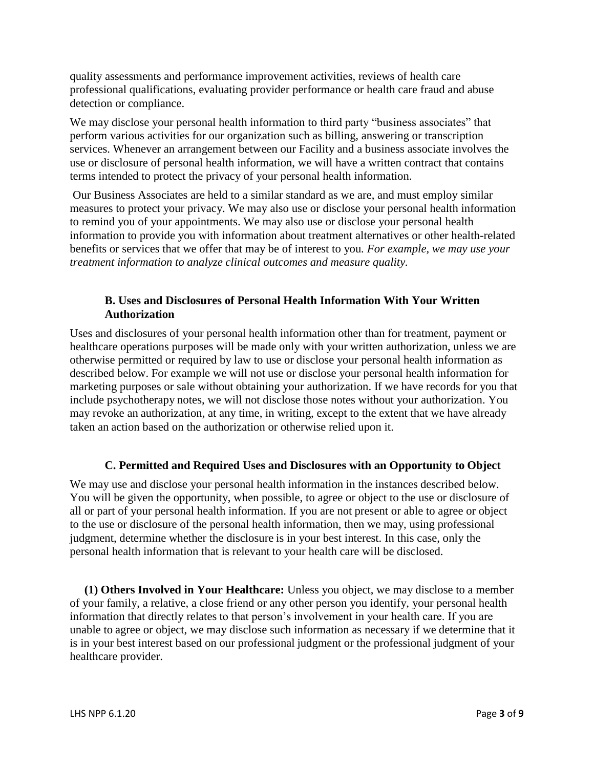quality assessments and performance improvement activities, reviews of health care professional qualifications, evaluating provider performance or health care fraud and abuse detection or compliance.

We may disclose your personal health information to third party "business associates" that perform various activities for our organization such as billing, answering or transcription services. Whenever an arrangement between our Facility and a business associate involves the use or disclosure of personal health information, we will have a written contract that contains terms intended to protect the privacy of your personal health information.

Our Business Associates are held to a similar standard as we are, and must employ similar measures to protect your privacy. We may also use or disclose your personal health information to remind you of your appointments. We may also use or disclose your personal health information to provide you with information about treatment alternatives or other health-related benefits or services that we offer that may be of interest to you. *For example, we may use your treatment information to analyze clinical outcomes and measure quality.*

### B. Uses and Disclosures of Personal Health Information With Your Written Authorization

Uses and disclosures of your personal health information other than for treatment, payment or healthcare operations purposes will be made only with your written authorization, unless we are otherwise permitted or required by law to use or disclose your personal health information as described below. For example we will not use or disclose your personal health information for marketing purposes or sale without obtaining your authorization. If we have records for you that include psychotherapy notes, we will not disclose those notes without your authorization. You may revoke an authorization, at any time, in writing, except to the extent that we have already taken an action based on the authorization or otherwise relied upon it.

### C. Permitted and Required Uses and Disclosures with an Opportunity to Object

We may use and disclose your personal health information in the instances described below. You will be given the opportunity, when possible, to agree or object to the use or disclosure of all or part of your personal health information. If you are not present or able to agree or object to the use or disclosure of the personal health information, then we may, using professional judgment, determine whether the disclosure is in your best interest. In this case, only the personal health information that is relevant to your health care will be disclosed.

**(1) Others Involved in Your Healthcare:** Unless you object, we may disclose to a member of your family, a relative, a close friend or any other person you identify, your personal health information that directly relates to that person's involvement in your health care. If you are unable to agree or object, we may disclose such information as necessary if we determine that it is in your best interest based on our professional judgment or the professional judgment of your healthcare provider.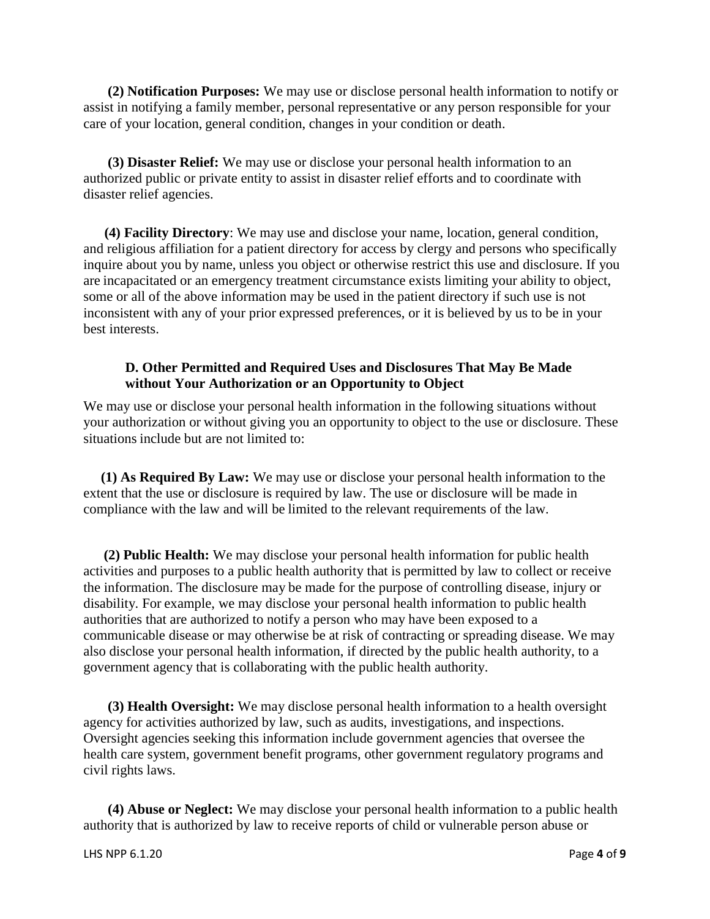**(2) Notification Purposes:** We may use or disclose personal health information to notify or assist in notifying a family member, personal representative or any person responsible for your care of your location, general condition, changes in your condition or death.

**(3) Disaster Relief:** We may use or disclose your personal health information to an authorized public or private entity to assist in disaster relief efforts and to coordinate with disaster relief agencies.

**(4) Facility Directory**: We may use and disclose your name, location, general condition, and religious affiliation for a patient directory for access by clergy and persons who specifically inquire about you by name, unless you object or otherwise restrict this use and disclosure. If you are incapacitated or an emergency treatment circumstance exists limiting your ability to object, some or all of the above information may be used in the patient directory if such use is not inconsistent with any of your prior expressed preferences, or it is believed by us to be in your best interests.

### D. Other Permitted and Required Uses and Disclosures That May Be Made without Your Authorization or an Opportunity to Object

We may use or disclose your personal health information in the following situations without your authorization or without giving you an opportunity to object to the use or disclosure. These situations include but are not limited to:

**(1) As Required By Law:** We may use or disclose your personal health information to the extent that the use or disclosure is required by law. The use or disclosure will be made in compliance with the law and will be limited to the relevant requirements of the law.

**(2) Public Health:** We may disclose your personal health information for public health activities and purposes to a public health authority that is permitted by law to collect or receive the information. The disclosure may be made for the purpose of controlling disease, injury or disability. For example, we may disclose your personal health information to public health authorities that are authorized to notify a person who may have been exposed to a communicable disease or may otherwise be at risk of contracting or spreading disease. We may also disclose your personal health information, if directed by the public health authority, to a government agency that is collaborating with the public health authority.

**(3) Health Oversight:** We may disclose personal health information to a health oversight agency for activities authorized by law, such as audits, investigations, and inspections. Oversight agencies seeking this information include government agencies that oversee the health care system, government benefit programs, other government regulatory programs and civil rights laws.

**(4) Abuse or Neglect:** We may disclose your personal health information to a public health authority that is authorized by law to receive reports of child or vulnerable person abuse or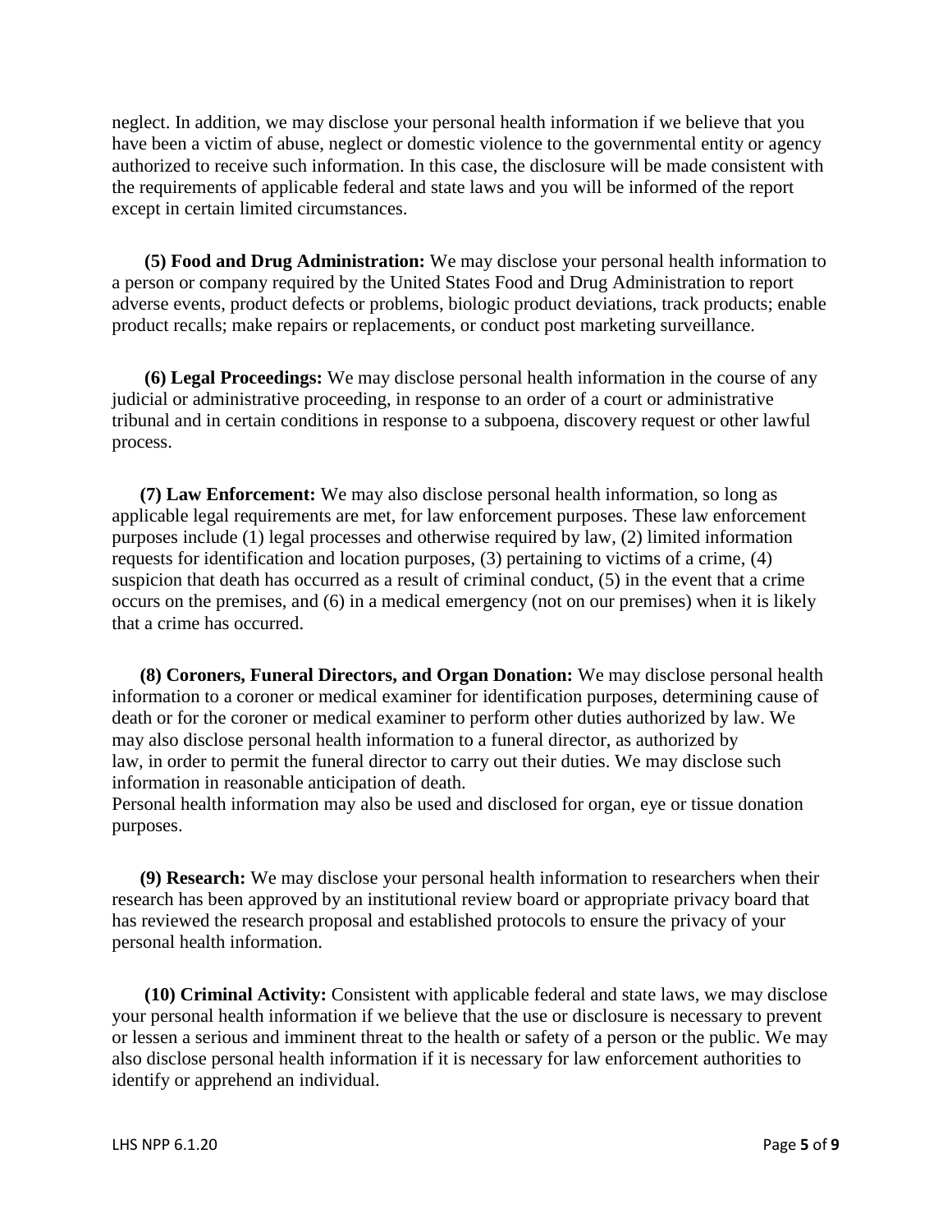neglect. In addition, we may disclose your personal health information if we believe that you have been a victim of abuse, neglect or domestic violence to the governmental entity or agency authorized to receive such information. In this case, the disclosure will be made consistent with the requirements of applicable federal and state laws and you will be informed of the report except in certain limited circumstances.

**(5) Food and Drug Administration:** We may disclose your personal health information to a person or company required by the United States Food and Drug Administration to report adverse events, product defects or problems, biologic product deviations, track products; enable product recalls; make repairs or replacements, or conduct post marketing surveillance.

**(6) Legal Proceedings:** We may disclose personal health information in the course of any judicial or administrative proceeding, in response to an order of a court or administrative tribunal and in certain conditions in response to a subpoena, discovery request or other lawful process.

**(7) Law Enforcement:** We may also disclose personal health information, so long as applicable legal requirements are met, for law enforcement purposes. These law enforcement purposes include (1) legal processes and otherwise required by law, (2) limited information requests for identification and location purposes, (3) pertaining to victims of a crime, (4) suspicion that death has occurred as a result of criminal conduct, (5) in the event that a crime occurs on the premises, and (6) in a medical emergency (not on our premises) when it is likely that a crime has occurred.

**(8) Coroners, Funeral Directors, and Organ Donation:** We may disclose personal health information to a coroner or medical examiner for identification purposes, determining cause of death or for the coroner or medical examiner to perform other duties authorized by law. We may also disclose personal health information to a funeral director, as authorized by law, in order to permit the funeral director to carry out their duties. We may disclose such information in reasonable anticipation of death.
Personal health information may also be used and disclosed for organ, eye or tissue donation purposes.

**(9) Research:** We may disclose your personal health information to researchers when their research has been approved by an institutional review board or appropriate privacy board that has reviewed the research proposal and established protocols to ensure the privacy of your personal health information.

**(10) Criminal Activity:** Consistent with applicable federal and state laws, we may disclose your personal health information if we believe that the use or disclosure is necessary to prevent or lessen a serious and imminent threat to the health or safety of a person or the public. We may also disclose personal health information if it is necessary for law enforcement authorities to identify or apprehend an individual.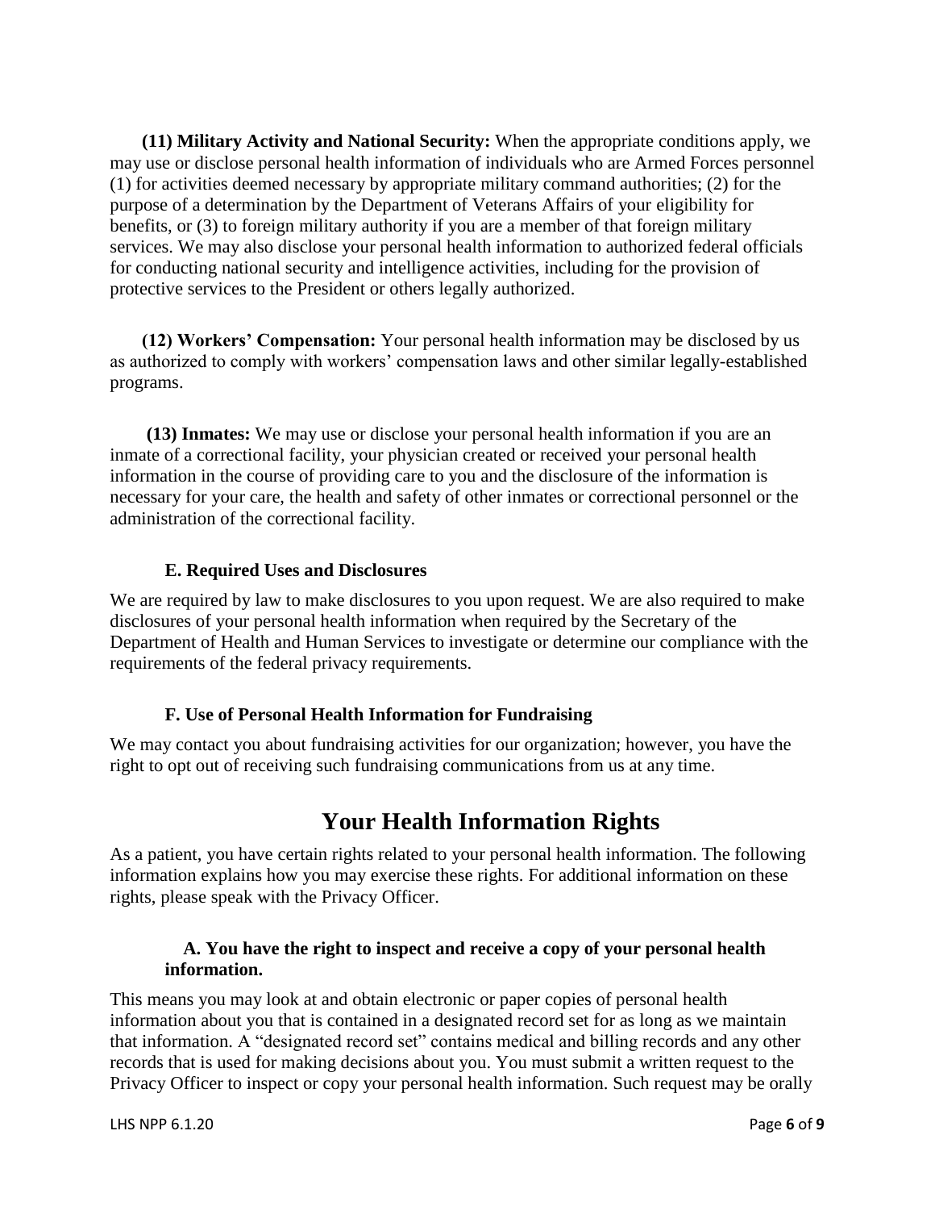**(11) Military Activity and National Security:** When the appropriate conditions apply, we may use or disclose personal health information of individuals who are Armed Forces personnel (1) for activities deemed necessary by appropriate military command authorities; (2) for the purpose of a determination by the Department of Veterans Affairs of your eligibility for benefits, or (3) to foreign military authority if you are a member of that foreign military services. We may also disclose your personal health information to authorized federal officials for conducting national security and intelligence activities, including for the provision of protective services to the President or others legally authorized.

**(12) Workers' Compensation:** Your personal health information may be disclosed by us as authorized to comply with workers' compensation laws and other similar legally-established programs.

**(13) Inmates:** We may use or disclose your personal health information if you are an inmate of a correctional facility, your physician created or received your personal health information in the course of providing care to you and the disclosure of the information is necessary for your care, the health and safety of other inmates or correctional personnel or the administration of the correctional facility.

### E. Required Uses and Disclosures

We are required by law to make disclosures to you upon request. We are also required to make disclosures of your personal health information when required by the Secretary of the Department of Health and Human Services to investigate or determine our compliance with the requirements of the federal privacy requirements.

### F. Use of Personal Health Information for Fundraising

We may contact you about fundraising activities for our organization; however, you have the right to opt out of receiving such fundraising communications from us at any time.

## Your Health Information Rights

As a patient, you have certain rights related to your personal health information. The following information explains how you may exercise these rights. For additional information on these rights, please speak with the Privacy Officer.

### A. You have the right to inspect and receive a copy of your personal health information.

This means you may look at and obtain electronic or paper copies of personal health information about you that is contained in a designated record set for as long as we maintain that information. A "designated record set" contains medical and billing records and any other records that is used for making decisions about you. You must submit a written request to the Privacy Officer to inspect or copy your personal health information. Such request may be orally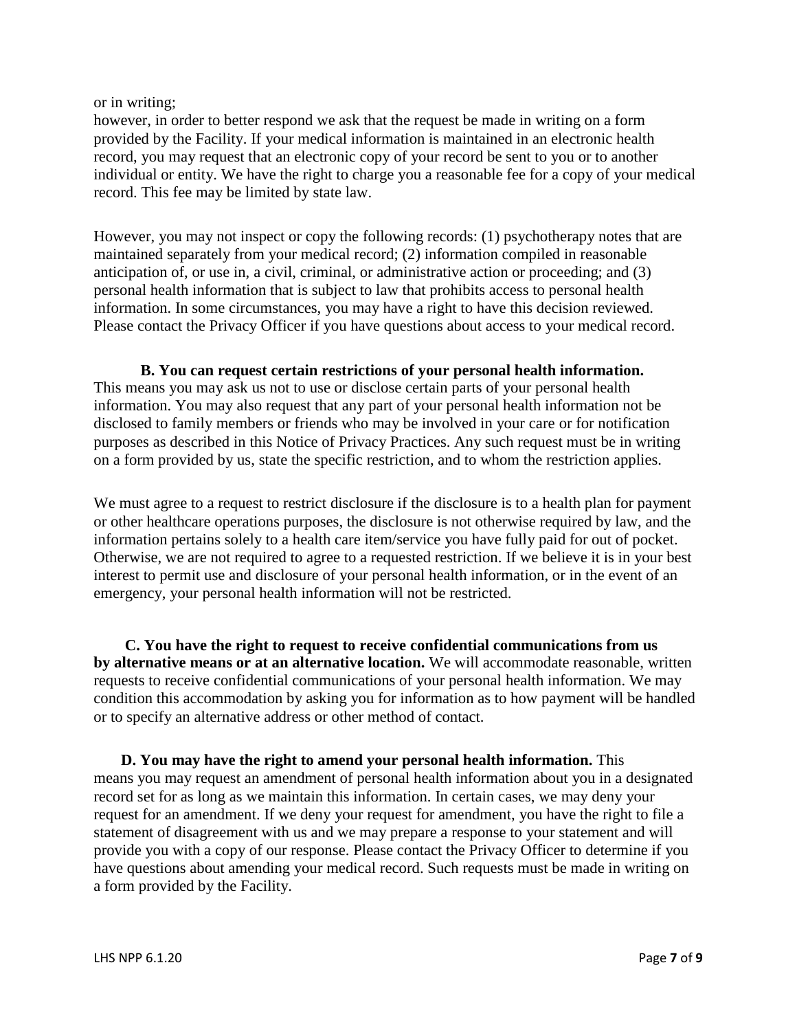or in writing;
however, in order to better respond we ask that the request be made in writing on a form provided by the Facility. If your medical information is maintained in an electronic health record, you may request that an electronic copy of your record be sent to you or to another individual or entity. We have the right to charge you a reasonable fee for a copy of your medical record. This fee may be limited by state law.

However, you may not inspect or copy the following records: (1) psychotherapy notes that are maintained separately from your medical record; (2) information compiled in reasonable anticipation of, or use in, a civil, criminal, or administrative action or proceeding; and (3) personal health information that is subject to law that prohibits access to personal health information. In some circumstances, you may have a right to have this decision reviewed. Please contact the Privacy Officer if you have questions about access to your medical record.

**B. You can request certain restrictions of your personal health information.** This means you may ask us not to use or disclose certain parts of your personal health information. You may also request that any part of your personal health information not be disclosed to family members or friends who may be involved in your care or for notification purposes as described in this Notice of Privacy Practices. Any such request must be in writing on a form provided by us, state the specific restriction, and to whom the restriction applies.

We must agree to a request to restrict disclosure if the disclosure is to a health plan for payment or other healthcare operations purposes, the disclosure is not otherwise required by law, and the information pertains solely to a health care item/service you have fully paid for out of pocket. Otherwise, we are not required to agree to a requested restriction. If we believe it is in your best interest to permit use and disclosure of your personal health information, or in the event of an emergency, your personal health information will not be restricted.

**C. You have the right to request to receive confidential communications from us by alternative means or at an alternative location.** We will accommodate reasonable, written requests to receive confidential communications of your personal health information. We may condition this accommodation by asking you for information as to how payment will be handled or to specify an alternative address or other method of contact.

**D. You may have the right to amend your personal health information.** This means you may request an amendment of personal health information about you in a designated record set for as long as we maintain this information. In certain cases, we may deny your request for an amendment. If we deny your request for amendment, you have the right to file a statement of disagreement with us and we may prepare a response to your statement and will provide you with a copy of our response. Please contact the Privacy Officer to determine if you have questions about amending your medical record. Such requests must be made in writing on a form provided by the Facility.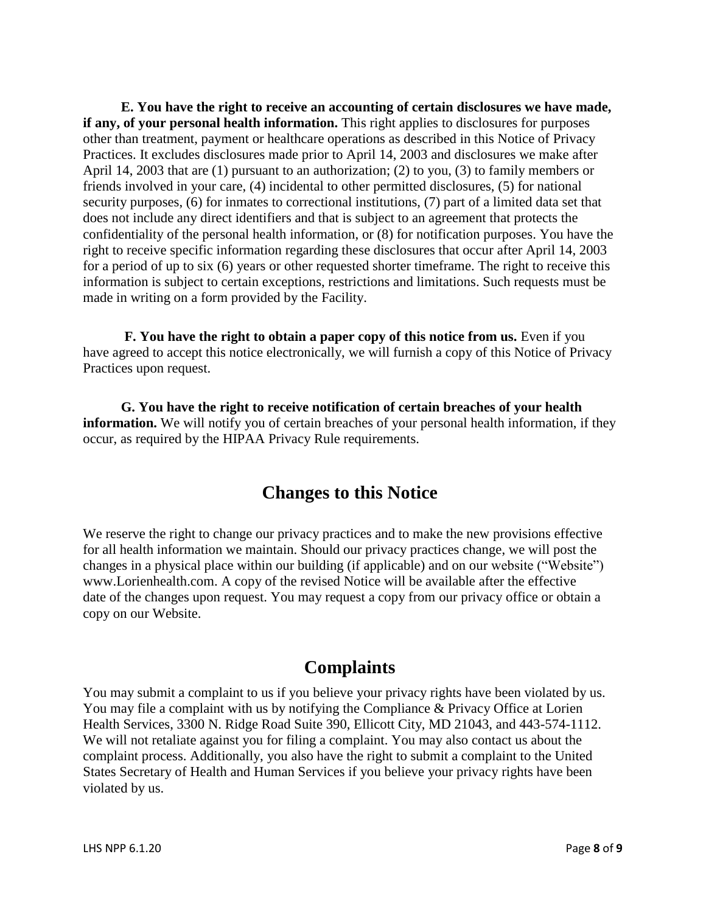**E. You have the right to receive an accounting of certain disclosures we have made, if any, of your personal health information.** This right applies to disclosures for purposes other than treatment, payment or healthcare operations as described in this Notice of Privacy Practices. It excludes disclosures made prior to April 14, 2003 and disclosures we make after April 14, 2003 that are (1) pursuant to an authorization; (2) to you, (3) to family members or friends involved in your care, (4) incidental to other permitted disclosures, (5) for national security purposes, (6) for inmates to correctional institutions, (7) part of a limited data set that does not include any direct identifiers and that is subject to an agreement that protects the confidentiality of the personal health information, or (8) for notification purposes. You have the right to receive specific information regarding these disclosures that occur after April 14, 2003 for a period of up to six (6) years or other requested shorter timeframe. The right to receive this information is subject to certain exceptions, restrictions and limitations. Such requests must be made in writing on a form provided by the Facility.

**F. You have the right to obtain a paper copy of this notice from us.** Even if you have agreed to accept this notice electronically, we will furnish a copy of this Notice of Privacy Practices upon request.

**G. You have the right to receive notification of certain breaches of your health information.** We will notify you of certain breaches of your personal health information, if they occur, as required by the HIPAA Privacy Rule requirements.

## Changes to this Notice

We reserve the right to change our privacy practices and to make the new provisions effective for all health information we maintain. Should our privacy practices change, we will post the changes in a physical place within our building (if applicable) and on our website ("Website") www.Lorienhealth.com. A copy of the revised Notice will be available after the effective date of the changes upon request. You may request a copy from our privacy office or obtain a copy on our Website.

## Complaints

You may submit a complaint to us if you believe your privacy rights have been violated by us. You may file a complaint with us by notifying the Compliance & Privacy Office at Lorien Health Services, 3300 N. Ridge Road Suite 390, Ellicott City, MD 21043, and 443-574-1112. We will not retaliate against you for filing a complaint. You may also contact us about the complaint process. Additionally, you also have the right to submit a complaint to the United States Secretary of Health and Human Services if you believe your privacy rights have been violated by us.

LHS NPP 6.1.20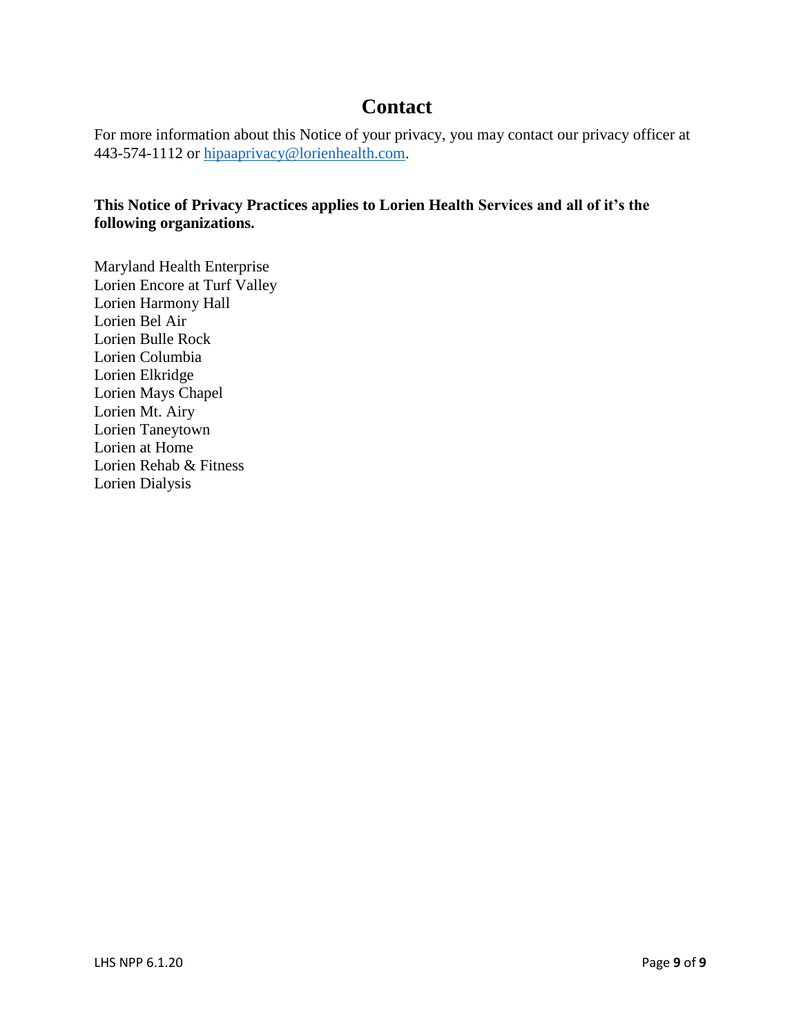# Contact

For more information about this Notice of your privacy, you may contact our privacy officer at 443-574-1112 or hipaaprivacy@lorienhealth.com.

**This Notice of Privacy Practices applies to Lorien Health Services and all of it's the following organizations.**

Maryland Health Enterprise
Lorien Encore at Turf Valley
Lorien Harmony Hall
Lorien Bel Air
Lorien Bulle Rock
Lorien Columbia
Lorien Elkridge
Lorien Mays Chapel
Lorien Mt. Airy
Lorien Taneytown
Lorien at Home
Lorien Rehab & Fitness
Lorien Dialysis